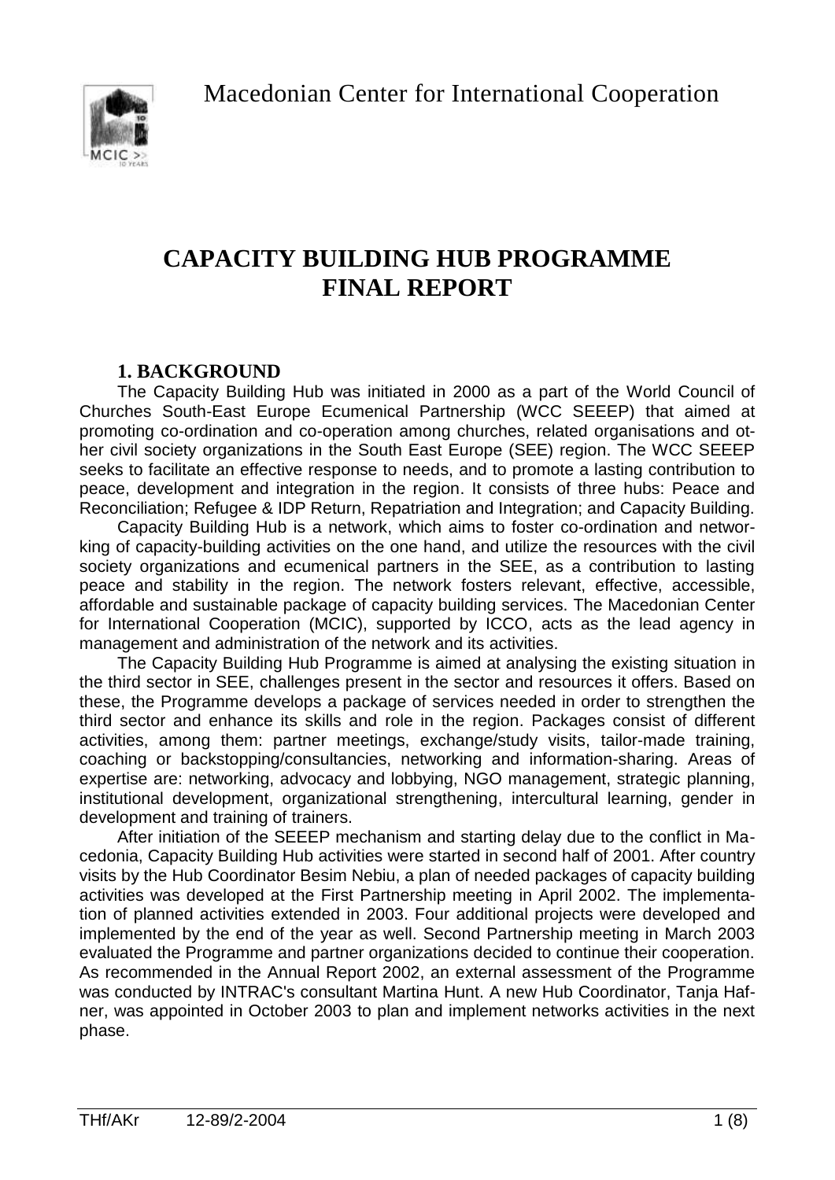Macedonian Center for International Cooperation

# CAPACITY BUILDING HUB PROGRAMME FINAL REPORT

## 1. BACKGROUND

The Capacity Building Hub was initiated in 2000 as a part of the World Council of Churches South-East Europe Ecumenical Partnership (WCC SEEEP) that aimed at promoting co-ordination and co-operation among churches, related organisations and other civil society organizations in the South East Europe (SEE) region. The WCC SEEEP seeks to facilitate an effective response to needs, and to promote a lasting contribution to peace, development and integration in the region. It consists of three hubs: Peace and Reconciliation; Refugee & IDP Return, Repatriation and Integration; and Capacity Building.

Capacity Building Hub is a network, which aims to foster co-ordination and networking of capacity-building activities on the one hand, and utilize the resources with the civil society organizations and ecumenical partners in the SEE, as a contribution to lasting peace and stability in the region. The network fosters relevant, effective, accessible, affordable and sustainable package of capacity building services. The Macedonian Center for International Cooperation (MCIC), supported by ICCO, acts as the lead agency in management and administration of the network and its activities.

The Capacity Building Hub Programme is aimed at analysing the existing situation in the third sector in SEE, challenges present in the sector and resources it offers. Based on these, the Programme develops a package of services needed in order to strengthen the third sector and enhance its skills and role in the region. Packages consist of different activities, among them: partner meetings, exchange/study visits, tailor-made training, coaching or backstopping/consultancies, networking and information-sharing. Areas of expertise are: networking, advocacy and lobbying, NGO management, strategic planning, institutional development, organizational strengthening, intercultural learning, gender in development and training of trainers.

After initiation of the SEEEP mechanism and starting delay due to the conflict in Macedonia, Capacity Building Hub activities were started in second half of 2001. After country visits by the Hub Coordinator Besim Nebiu, a plan of needed packages of capacity building activities was developed at the First Partnership meeting in April 2002. The implementation of planned activities extended in 2003. Four additional projects were developed and implemented by the end of the year as well. Second Partnership meeting in March 2003 evaluated the Programme and partner organizations decided to continue their cooperation. As recommended in the Annual Report 2002, an external assessment of the Programme was conducted by INTRAC's consultant Martina Hunt. A new Hub Coordinator, Tanja Hafner, was appointed in October 2003 to plan and implement networks activities in the next phase.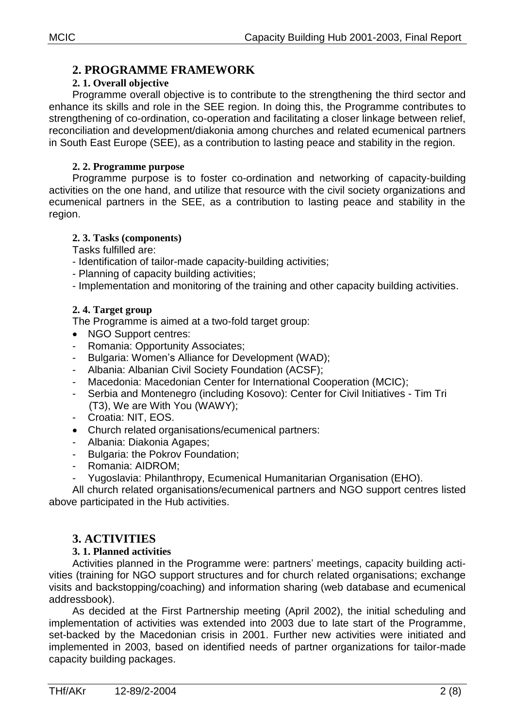## 2. PROGRAMME FRAMEWORK

### 2. 1. Overall objective

Programme overall objective is to contribute to the strengthening the third sector and enhance its skills and role in the SEE region. In doing this, the Programme contributes to strengthening of co-ordination, co-operation and facilitating a closer linkage between relief, reconciliation and development/diakonia among churches and related ecumenical partners in South East Europe (SEE), as a contribution to lasting peace and stability in the region.

### 2. 2. Programme purpose

Programme purpose is to foster co-ordination and networking of capacity-building activities on the one hand, and utilize that resource with the civil society organizations and ecumenical partners in the SEE, as a contribution to lasting peace and stability in the region.

### 2. 3. Tasks (components)

Tasks fulfilled are:

- Identification of tailor-made capacity-building activities;
- Planning of capacity building activities;
- Implementation and monitoring of the training and other capacity building activities.

### 2. 4. Target group

The Programme is aimed at a two-fold target group:

- NGO Support centres:
  - Romania: Opportunity Associates;
  - Bulgaria: Women's Alliance for Development (WAD);
  - Albania: Albanian Civil Society Foundation (ACSF);
  - Macedonia: Macedonian Center for International Cooperation (MCIC);
  - Serbia and Montenegro (including Kosovo): Center for Civil Initiatives - Tim Tri (T3), We are With You (WAWY);
  - Croatia: NIT, EOS.
- Church related organisations/ecumenical partners:
  - Albania: Diakonia Agapes;
  - Bulgaria: the Pokrov Foundation;
  - Romania: AIDROM;
  - Yugoslavia: Philanthropy, Ecumenical Humanitarian Organisation (EHO).

All church related organisations/ecumenical partners and NGO support centres listed above participated in the Hub activities.

## 3. ACTIVITIES

### 3. 1. Planned activities

Activities planned in the Programme were: partners' meetings, capacity building activities (training for NGO support structures and for church related organisations; exchange visits and backstopping/coaching) and information sharing (web database and ecumenical addressbook).

As decided at the First Partnership meeting (April 2002), the initial scheduling and implementation of activities was extended into 2003 due to late start of the Programme, set-backed by the Macedonian crisis in 2001. Further new activities were initiated and implemented in 2003, based on identified needs of partner organizations for tailor-made capacity building packages.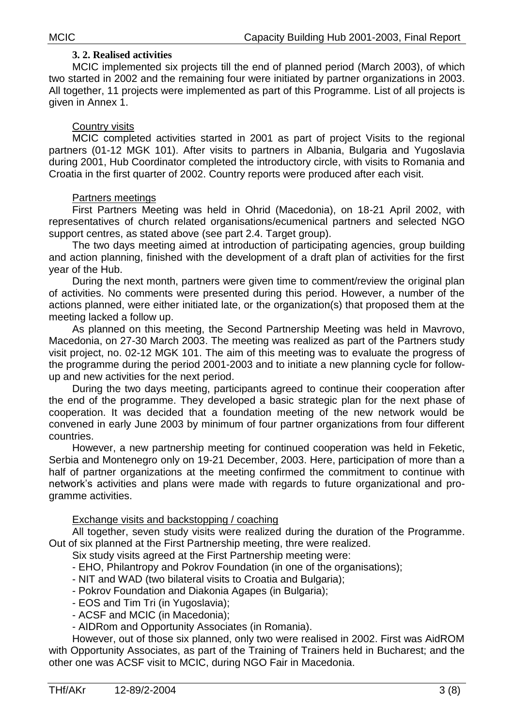### 3. 2. Realised activities

MCIC implemented six projects till the end of planned period (March 2003), of which two started in 2002 and the remaining four were initiated by partner organizations in 2003. All together, 11 projects were implemented as part of this Programme. List of all projects is given in Annex 1.

Country visits

MCIC completed activities started in 2001 as part of project Visits to the regional partners (01-12 MGK 101). After visits to partners in Albania, Bulgaria and Yugoslavia during 2001, Hub Coordinator completed the introductory circle, with visits to Romania and Croatia in the first quarter of 2002. Country reports were produced after each visit.

Partners meetings

First Partners Meeting was held in Ohrid (Macedonia), on 18-21 April 2002, with representatives of church related organisations/ecumenical partners and selected NGO support centres, as stated above (see part 2.4. Target group).

The two days meeting aimed at introduction of participating agencies, group building and action planning, finished with the development of a draft plan of activities for the first year of the Hub.

During the next month, partners were given time to comment/review the original plan of activities. No comments were presented during this period. However, a number of the actions planned, were either initiated late, or the organization(s) that proposed them at the meeting lacked a follow up.

As planned on this meeting, the Second Partnership Meeting was held in Mavrovo, Macedonia, on 27-30 March 2003. The meeting was realized as part of the Partners study visit project, no. 02-12 MGK 101. The aim of this meeting was to evaluate the progress of the programme during the period 2001-2003 and to initiate a new planning cycle for follow-up and new activities for the next period.

During the two days meeting, participants agreed to continue their cooperation after the end of the programme. They developed a basic strategic plan for the next phase of cooperation. It was decided that a foundation meeting of the new network would be convened in early June 2003 by minimum of four partner organizations from four different countries.

However, a new partnership meeting for continued cooperation was held in Feketic, Serbia and Montenegro only on 19-21 December, 2003. Here, participation of more than a half of partner organizations at the meeting confirmed the commitment to continue with network's activities and plans were made with regards to future organizational and programme activities.

Exchange visits and backstopping / coaching

All together, seven study visits were realized during the duration of the Programme. Out of six planned at the First Partnership meeting, thre were realized.

Six study visits agreed at the First Partnership meeting were:

- EHO, Philantropy and Pokrov Foundation (in one of the organisations);
- NIT and WAD (two bilateral visits to Croatia and Bulgaria);
- Pokrov Foundation and Diakonia Agapes (in Bulgaria);
- EOS and Tim Tri (in Yugoslavia);
- ACSF and MCIC (in Macedonia);
- AIDRom and Opportunity Associates (in Romania).

However, out of those six planned, only two were realised in 2002. First was AidROM with Opportunity Associates, as part of the Training of Trainers held in Bucharest; and the other one was ACSF visit to MCIC, during NGO Fair in Macedonia.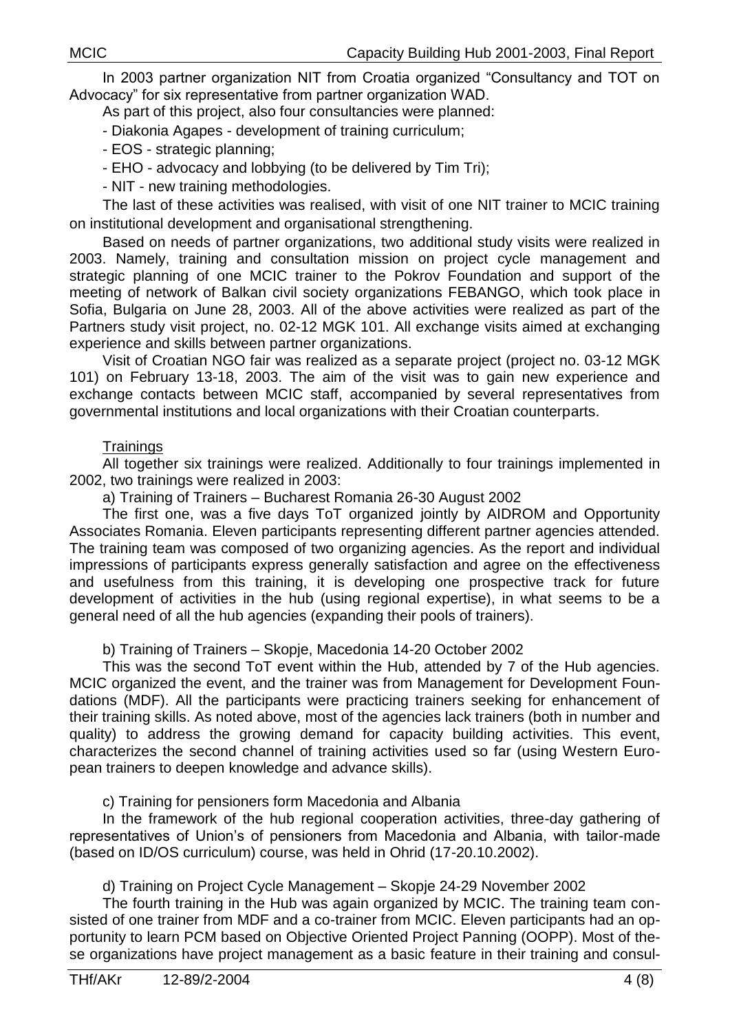In 2003 partner organization NIT from Croatia organized "Consultancy and TOT on Advocacy" for six representative from partner organization WAD.

As part of this project, also four consultancies were planned:

- Diakonia Agapes - development of training curriculum;
- EOS - strategic planning;
- EHO - advocacy and lobbying (to be delivered by Tim Tri);
- NIT - new training methodologies.

The last of these activities was realised, with visit of one NIT trainer to MCIC training on institutional development and organisational strengthening.

Based on needs of partner organizations, two additional study visits were realized in 2003. Namely, training and consultation mission on project cycle management and strategic planning of one MCIC trainer to the Pokrov Foundation and support of the meeting of network of Balkan civil society organizations FEBANGO, which took place in Sofia, Bulgaria on June 28, 2003. All of the above activities were realized as part of the Partners study visit project, no. 02-12 MGK 101. All exchange visits aimed at exchanging experience and skills between partner organizations.

Visit of Croatian NGO fair was realized as a separate project (project no. 03-12 MGK 101) on February 13-18, 2003. The aim of the visit was to gain new experience and exchange contacts between MCIC staff, accompanied by several representatives from governmental institutions and local organizations with their Croatian counterparts.

Trainings

All together six trainings were realized. Additionally to four trainings implemented in 2002, two trainings were realized in 2003:

a) Training of Trainers – Bucharest Romania 26-30 August 2002

The first one, was a five days ToT organized jointly by AIDROM and Opportunity Associates Romania. Eleven participants representing different partner agencies attended. The training team was composed of two organizing agencies. As the report and individual impressions of participants express generally satisfaction and agree on the effectiveness and usefulness from this training, it is developing one prospective track for future development of activities in the hub (using regional expertise), in what seems to be a general need of all the hub agencies (expanding their pools of trainers).

b) Training of Trainers – Skopje, Macedonia 14-20 October 2002

This was the second ToT event within the Hub, attended by 7 of the Hub agencies. MCIC organized the event, and the trainer was from Management for Development Foundations (MDF). All the participants were practicing trainers seeking for enhancement of their training skills. As noted above, most of the agencies lack trainers (both in number and quality) to address the growing demand for capacity building activities. This event, characterizes the second channel of training activities used so far (using Western European trainers to deepen knowledge and advance skills).

c) Training for pensioners form Macedonia and Albania

In the framework of the hub regional cooperation activities, three-day gathering of representatives of Union's of pensioners from Macedonia and Albania, with tailor-made (based on ID/OS curriculum) course, was held in Ohrid (17-20.10.2002).

d) Training on Project Cycle Management – Skopje 24-29 November 2002

The fourth training in the Hub was again organized by MCIC. The training team consisted of one trainer from MDF and a co-trainer from MCIC. Eleven participants had an opportunity to learn PCM based on Objective Oriented Project Panning (OOPP). Most of these organizations have project management as a basic feature in their training and consul-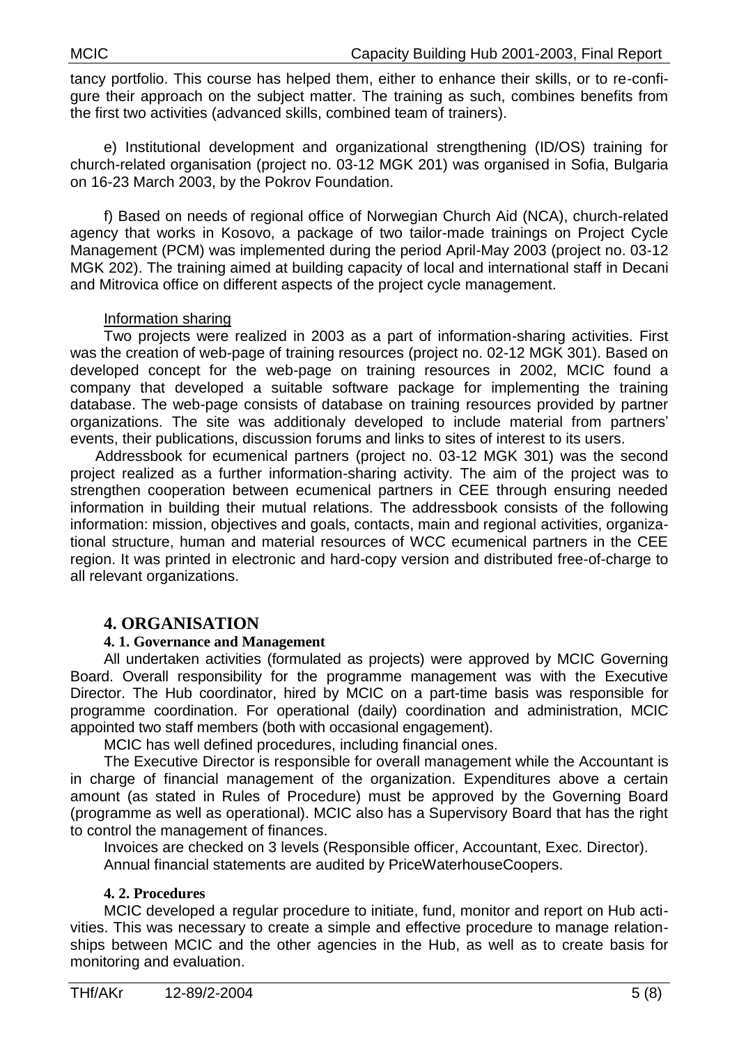tancy portfolio. This course has helped them, either to enhance their skills, or to re-configure their approach on the subject matter. The training as such, combines benefits from the first two activities (advanced skills, combined team of trainers).

e) Institutional development and organizational strengthening (ID/OS) training for church-related organisation (project no. 03-12 MGK 201) was organised in Sofia, Bulgaria on 16-23 March 2003, by the Pokrov Foundation.

f) Based on needs of regional office of Norwegian Church Aid (NCA), church-related agency that works in Kosovo, a package of two tailor-made trainings on Project Cycle Management (PCM) was implemented during the period April-May 2003 (project no. 03-12 MGK 202). The training aimed at building capacity of local and international staff in Decani and Mitrovica office on different aspects of the project cycle management.

Information sharing

Two projects were realized in 2003 as a part of information-sharing activities. First was the creation of web-page of training resources (project no. 02-12 MGK 301). Based on developed concept for the web-page on training resources in 2002, MCIC found a company that developed a suitable software package for implementing the training database. The web-page consists of database on training resources provided by partner organizations. The site was additionaly developed to include material from partners' events, their publications, discussion forums and links to sites of interest to its users.

Addressbook for ecumenical partners (project no. 03-12 MGK 301) was the second project realized as a further information-sharing activity. The aim of the project was to strengthen cooperation between ecumenical partners in CEE through ensuring needed information in building their mutual relations. The addressbook consists of the following information: mission, objectives and goals, contacts, main and regional activities, organizational structure, human and material resources of WCC ecumenical partners in the CEE region. It was printed in electronic and hard-copy version and distributed free-of-charge to all relevant organizations.

## 4. ORGANISATION

### 4. 1. Governance and Management

All undertaken activities (formulated as projects) were approved by MCIC Governing Board. Overall responsibility for the programme management was with the Executive Director. The Hub coordinator, hired by MCIC on a part-time basis was responsible for programme coordination. For operational (daily) coordination and administration, MCIC appointed two staff members (both with occasional engagement).

MCIC has well defined procedures, including financial ones.

The Executive Director is responsible for overall management while the Accountant is in charge of financial management of the organization. Expenditures above a certain amount (as stated in Rules of Procedure) must be approved by the Governing Board (programme as well as operational). MCIC also has a Supervisory Board that has the right to control the management of finances.

Invoices are checked on 3 levels (Responsible officer, Accountant, Exec. Director).

Annual financial statements are audited by PriceWaterhouseCoopers.

### 4. 2. Procedures

MCIC developed a regular procedure to initiate, fund, monitor and report on Hub activities. This was necessary to create a simple and effective procedure to manage relationships between MCIC and the other agencies in the Hub, as well as to create basis for monitoring and evaluation.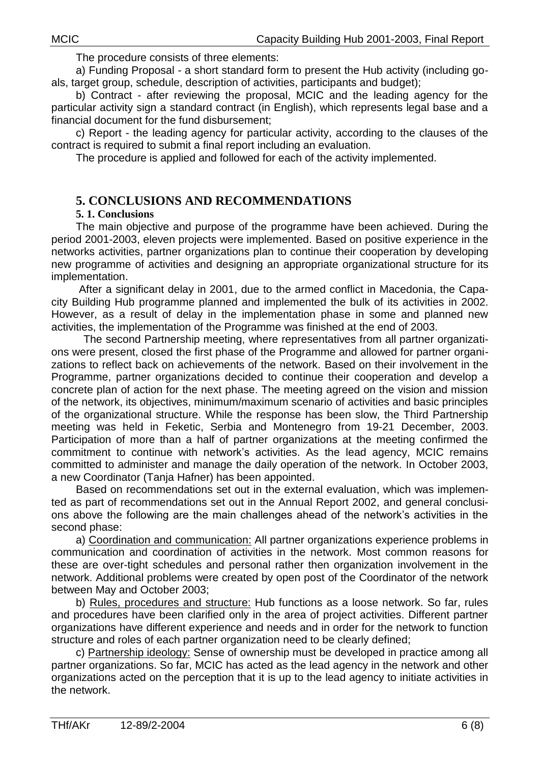The procedure consists of three elements:

a) Funding Proposal - a short standard form to present the Hub activity (including goals, target group, schedule, description of activities, participants and budget);

b) Contract - after reviewing the proposal, MCIC and the leading agency for the particular activity sign a standard contract (in English), which represents legal base and a financial document for the fund disbursement;

c) Report - the leading agency for particular activity, according to the clauses of the contract is required to submit a final report including an evaluation.

The procedure is applied and followed for each of the activity implemented.

## 5. CONCLUSIONS AND RECOMMENDATIONS

### 5. 1. Conclusions

The main objective and purpose of the programme have been achieved. During the period 2001-2003, eleven projects were implemented. Based on positive experience in the networks activities, partner organizations plan to continue their cooperation by developing new programme of activities and designing an appropriate organizational structure for its implementation.

After a significant delay in 2001, due to the armed conflict in Macedonia, the Capacity Building Hub programme planned and implemented the bulk of its activities in 2002. However, as a result of delay in the implementation phase in some and planned new activities, the implementation of the Programme was finished at the end of 2003.

The second Partnership meeting, where representatives from all partner organizations were present, closed the first phase of the Programme and allowed for partner organizations to reflect back on achievements of the network. Based on their involvement in the Programme, partner organizations decided to continue their cooperation and develop a concrete plan of action for the next phase. The meeting agreed on the vision and mission of the network, its objectives, minimum/maximum scenario of activities and basic principles of the organizational structure. While the response has been slow, the Third Partnership meeting was held in Feketic, Serbia and Montenegro from 19-21 December, 2003. Participation of more than a half of partner organizations at the meeting confirmed the commitment to continue with network's activities. As the lead agency, MCIC remains committed to administer and manage the daily operation of the network. In October 2003, a new Coordinator (Tanja Hafner) has been appointed.

Based on recommendations set out in the external evaluation, which was implemented as part of recommendations set out in the Annual Report 2002, and general conclusions above the following are the main challenges ahead of the network's activities in the second phase:

a) Coordination and communication: All partner organizations experience problems in communication and coordination of activities in the network. Most common reasons for these are over-tight schedules and personal rather then organization involvement in the network. Additional problems were created by open post of the Coordinator of the network between May and October 2003;

b) Rules, procedures and structure: Hub functions as a loose network. So far, rules and procedures have been clarified only in the area of project activities. Different partner organizations have different experience and needs and in order for the network to function structure and roles of each partner organization need to be clearly defined;

c) Partnership ideology: Sense of ownership must be developed in practice among all partner organizations. So far, MCIC has acted as the lead agency in the network and other organizations acted on the perception that it is up to the lead agency to initiate activities in the network.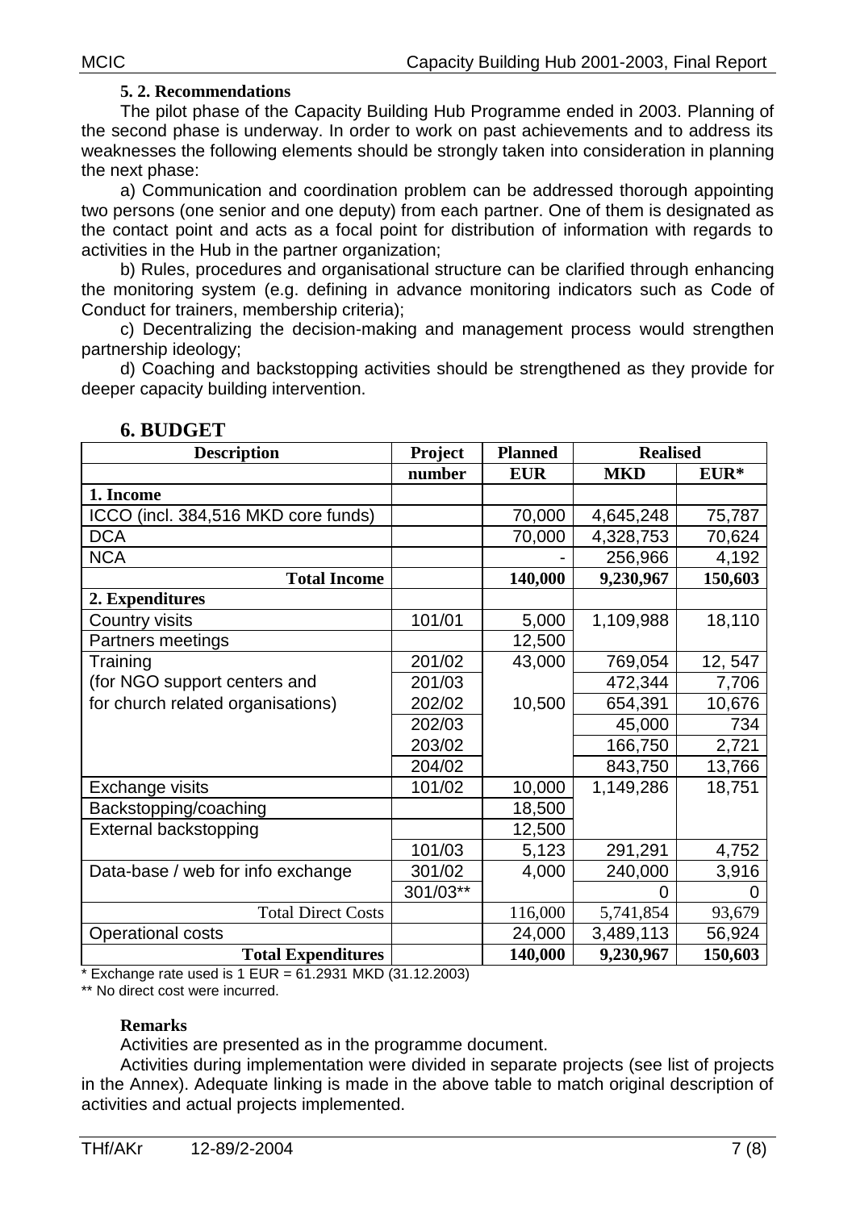### 5. 2. Recommendations

The pilot phase of the Capacity Building Hub Programme ended in 2003. Planning of the second phase is underway. In order to work on past achievements and to address its weaknesses the following elements should be strongly taken into consideration in planning the next phase:

a) Communication and coordination problem can be addressed thorough appointing two persons (one senior and one deputy) from each partner. One of them is designated as the contact point and acts as a focal point for distribution of information with regards to activities in the Hub in the partner organization;

b) Rules, procedures and organisational structure can be clarified through enhancing the monitoring system (e.g. defining in advance monitoring indicators such as Code of Conduct for trainers, membership criteria);

c) Decentralizing the decision-making and management process would strengthen partnership ideology;

d) Coaching and backstopping activities should be strengthened as they provide for deeper capacity building intervention.

## 6. BUDGET

| Description | Project | Planned | Realised | |
|---|---|---|---|---|
| | number | EUR | MKD | EUR* |
| **1. Income** | | | | |
| ICCO (incl. 384,516 MKD core funds) | | 70,000 | 4,645,248 | 75,787 |
| DCA | | 70,000 | 4,328,753 | 70,624 |
| NCA | | - | 256,966 | 4,192 |
| **Total Income** | | **140,000** | **9,230,967** | **150,603** |
| **2. Expenditures** | | | | |
| Country visits | 101/01 | 5,000 | 1,109,988 | 18,110 |
| Partners meetings | | 12,500 | | |
| Training | 201/02 | 43,000 | 769,054 | 12, 547 |
| (for NGO support centers and | 201/03 | | 472,344 | 7,706 |
| for church related organisations) | 202/02 | 10,500 | 654,391 | 10,676 |
| | 202/03 | | 45,000 | 734 |
| | 203/02 | | 166,750 | 2,721 |
| | 204/02 | | 843,750 | 13,766 |
| Exchange visits | 101/02 | 10,000 | 1,149,286 | 18,751 |
| Backstopping/coaching | | 18,500 | | |
| External backstopping | | 12,500 | | |
| | 101/03 | 5,123 | 291,291 | 4,752 |
| Data-base / web for info exchange | 301/02 | 4,000 | 240,000 | 3,916 |
| | 301/03** | | 0 | 0 |
| Total Direct Costs | | 116,000 | 5,741,854 | 93,679 |
| Operational costs | | 24,000 | 3,489,113 | 56,924 |
| **Total Expenditures** | | **140,000** | **9,230,967** | **150,603** |

\* Exchange rate used is 1 EUR = 61.2931 MKD (31.12.2003)

** No direct cost were incurred.

**Remarks**

Activities are presented as in the programme document.

Activities during implementation were divided in separate projects (see list of projects in the Annex). Adequate linking is made in the above table to match original description of activities and actual projects implemented.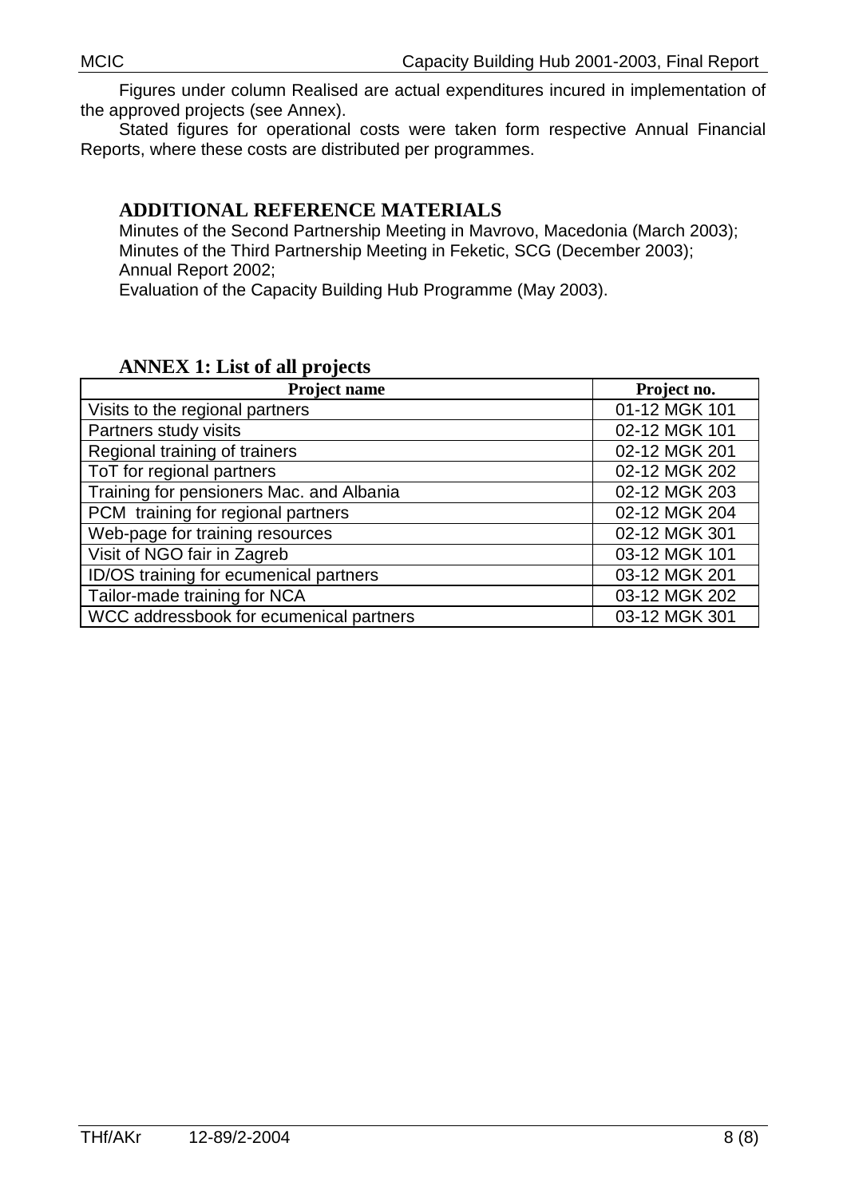Figures under column Realised are actual expenditures incured in implementation of the approved projects (see Annex).

Stated figures for operational costs were taken form respective Annual Financial Reports, where these costs are distributed per programmes.

## ADDITIONAL REFERENCE MATERIALS

Minutes of the Second Partnership Meeting in Mavrovo, Macedonia (March 2003);
Minutes of the Third Partnership Meeting in Feketic, SCG (December 2003);
Annual Report 2002;
Evaluation of the Capacity Building Hub Programme (May 2003).

## ANNEX 1: List of all projects

| Project name | Project no. |
| --- | --- |
| Visits to the regional partners | 01-12 MGK 101 |
| Partners study visits | 02-12 MGK 101 |
| Regional training of trainers | 02-12 MGK 201 |
| ToT for regional partners | 02-12 MGK 202 |
| Training for pensioners Mac. and Albania | 02-12 MGK 203 |
| PCM training for regional partners | 02-12 MGK 204 |
| Web-page for training resources | 02-12 MGK 301 |
| Visit of NGO fair in Zagreb | 03-12 MGK 101 |
| ID/OS training for ecumenical partners | 03-12 MGK 201 |
| Tailor-made training for NCA | 03-12 MGK 202 |
| WCC addressbook for ecumenical partners | 03-12 MGK 301 |